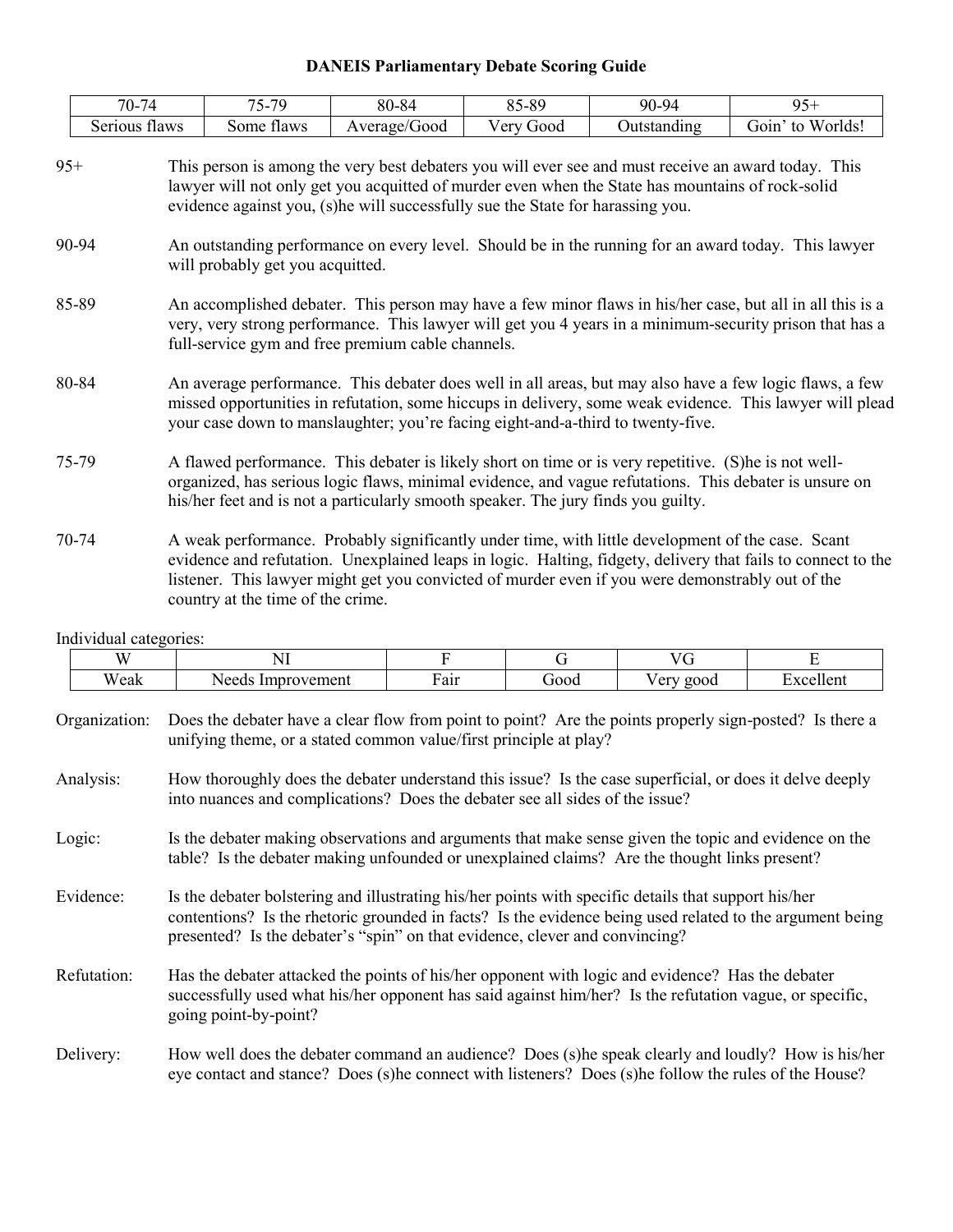# DANEIS Parliamentary Debate Scoring Guide

| 70-74 | 75-79 | 80-84 | 85-89 | 90-94 | 95+ |
|---|---|---|---|---|---|
| Serious flaws | Some flaws | Average/Good | Very Good | Outstanding | Goin' to Worlds! |

**95+** This person is among the very best debaters you will ever see and must receive an award today. This lawyer will not only get you acquitted of murder even when the State has mountains of rock-solid evidence against you, (s)he will successfully sue the State for harassing you.

**90-94** An outstanding performance on every level. Should be in the running for an award today. This lawyer will probably get you acquitted.

**85-89** An accomplished debater. This person may have a few minor flaws in his/her case, but all in all this is a very, very strong performance. This lawyer will get you 4 years in a minimum-security prison that has a full-service gym and free premium cable channels.

**80-84** An average performance. This debater does well in all areas, but may also have a few logic flaws, a few missed opportunities in refutation, some hiccups in delivery, some weak evidence. This lawyer will plead your case down to manslaughter; you're facing eight-and-a-third to twenty-five.

**75-79** A flawed performance. This debater is likely short on time or is very repetitive. (S)he is not well-organized, has serious logic flaws, minimal evidence, and vague refutations. This debater is unsure on his/her feet and is not a particularly smooth speaker. The jury finds you guilty.

**70-74** A weak performance. Probably significantly under time, with little development of the case. Scant evidence and refutation. Unexplained leaps in logic. Halting, fidgety, delivery that fails to connect to the listener. This lawyer might get you convicted of murder even if you were demonstrably out of the country at the time of the crime.

Individual categories:

| W | NI | F | G | VG | E |
|---|---|---|---|---|---|
| Weak | Needs Improvement | Fair | Good | Very good | Excellent |

**Organization:** Does the debater have a clear flow from point to point? Are the points properly sign-posted? Is there a unifying theme, or a stated common value/first principle at play?

**Analysis:** How thoroughly does the debater understand this issue? Is the case superficial, or does it delve deeply into nuances and complications? Does the debater see all sides of the issue?

**Logic:** Is the debater making observations and arguments that make sense given the topic and evidence on the table? Is the debater making unfounded or unexplained claims? Are the thought links present?

**Evidence:** Is the debater bolstering and illustrating his/her points with specific details that support his/her contentions? Is the rhetoric grounded in facts? Is the evidence being used related to the argument being presented? Is the debater's "spin" on that evidence, clever and convincing?

**Refutation:** Has the debater attacked the points of his/her opponent with logic and evidence? Has the debater successfully used what his/her opponent has said against him/her? Is the refutation vague, or specific, going point-by-point?

**Delivery:** How well does the debater command an audience? Does (s)he speak clearly and loudly? How is his/her eye contact and stance? Does (s)he connect with listeners? Does (s)he follow the rules of the House?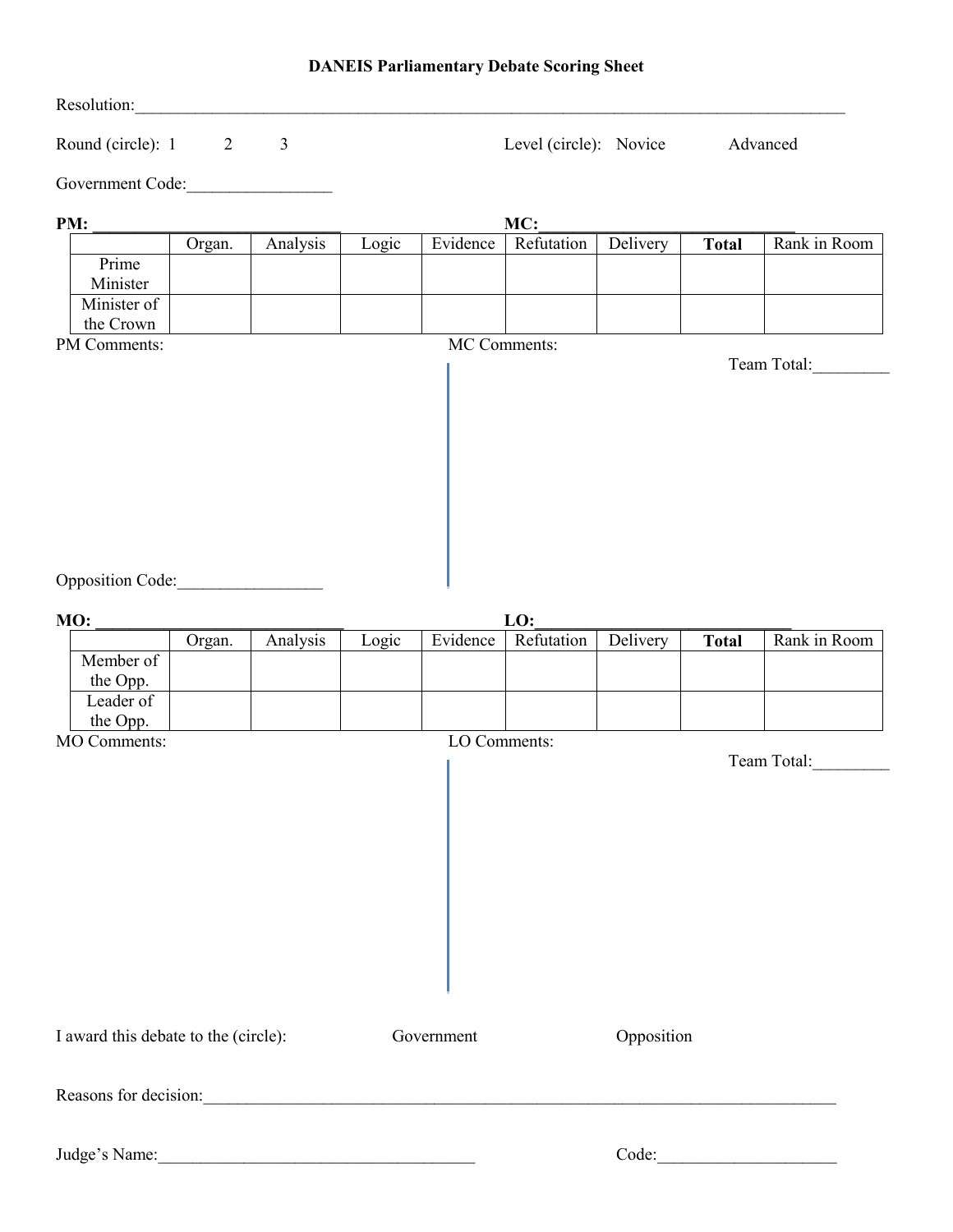**DANEIS Parliamentary Debate Scoring Sheet**

Resolution:______________________________________________________________________________

Round (circle): 1 2 3 Level (circle): Novice Advanced

Government Code:_________________

**PM: ______________________________** **MC:______________________________**

| | Organ. | Analysis | Logic | Evidence | Refutation | Delivery | **Total** | Rank in Room |
|---|---|---|---|---|---|---|---|---|
| Prime Minister | | | | | | | | |
| Minister of the Crown | | | | | | | | |

PM Comments:

MC Comments:

Team Total:_________

Opposition Code:_________________

**MO: ______________________________** **LO:______________________________**

| | Organ. | Analysis | Logic | Evidence | Refutation | Delivery | **Total** | Rank in Room |
|---|---|---|---|---|---|---|---|---|
| Member of the Opp. | | | | | | | | |
| Leader of the Opp. | | | | | | | | |

MO Comments:

LO Comments:

Team Total:_________

I award this debate to the (circle): Government Opposition

Reasons for decision:____________________________________________________________________________

Judge's Name:_______________________________________ Code:_____________________